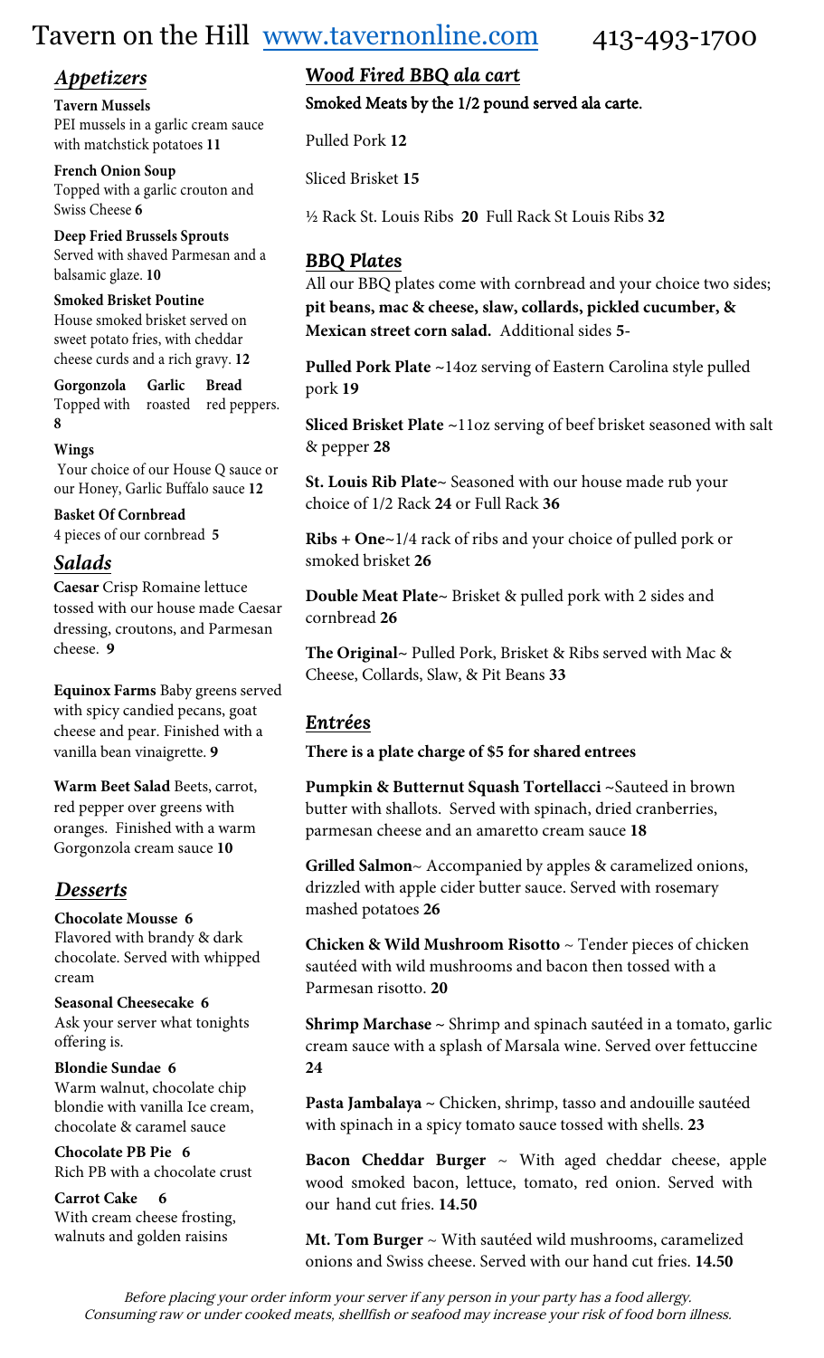# Tavern on the Hill [www.tavernonline.com](http://www.tavernonline.com) 413-493-1700

## *Appetizers*

**Tavern Mussels**
PEI mussels in a garlic cream sauce with matchstick potatoes **11**

**French Onion Soup**
Topped with a garlic crouton and Swiss Cheese **6**

**Deep Fried Brussels Sprouts**
Served with shaved Parmesan and a balsamic glaze. **10**

**Smoked Brisket Poutine**
House smoked brisket served on sweet potato fries, with cheddar cheese curds and a rich gravy. **12**

**Gorgonzola Garlic Bread**
Topped with roasted red peppers. **8**

**Wings**
Your choice of our House Q sauce or our Honey, Garlic Buffalo sauce **12**

**Basket Of Cornbread**
4 pieces of our cornbread **5**

## *Salads*

**Caesar** Crisp Romaine lettuce tossed with our house made Caesar dressing, croutons, and Parmesan cheese. **9**

**Equinox Farms** Baby greens served with spicy candied pecans, goat cheese and pear. Finished with a vanilla bean vinaigrette. **9**

**Warm Beet Salad** Beets, carrot, red pepper over greens with oranges. Finished with a warm Gorgonzola cream sauce **10**

## *Desserts*

**Chocolate Mousse 6**
Flavored with brandy & dark chocolate. Served with whipped cream

**Seasonal Cheesecake 6**
Ask your server what tonights offering is.

**Blondie Sundae 6**
Warm walnut, chocolate chip blondie with vanilla Ice cream, chocolate & caramel sauce

**Chocolate PB Pie 6**
Rich PB with a chocolate crust

**Carrot Cake 6**
With cream cheese frosting, walnuts and golden raisins

## *Wood Fired BBQ ala cart*

**Smoked Meats by the 1/2 pound served ala carte.**

Pulled Pork **12**

Sliced Brisket **15**

½ Rack St. Louis Ribs **20** Full Rack St Louis Ribs **32**

## *BBQ Plates*

All our BBQ plates come with cornbread and your choice two sides; **pit beans, mac & cheese, slaw, collards, pickled cucumber, & Mexican street corn salad.** Additional sides **5-**

**Pulled Pork Plate** ~14oz serving of Eastern Carolina style pulled pork **19**

**Sliced Brisket Plate** ~11oz serving of beef brisket seasoned with salt & pepper **28**

**St. Louis Rib Plate~** Seasoned with our house made rub your choice of 1/2 Rack **24** or Full Rack **36**

**Ribs + One~**1/4 rack of ribs and your choice of pulled pork or smoked brisket **26**

**Double Meat Plate~** Brisket & pulled pork with 2 sides and cornbread **26**

**The Original~** Pulled Pork, Brisket & Ribs served with Mac & Cheese, Collards, Slaw, & Pit Beans **33**

## *Entrées*

**There is a plate charge of $5 for shared entrees**

**Pumpkin & Butternut Squash Tortellacci** ~Sauteed in brown butter with shallots. Served with spinach, dried cranberries, parmesan cheese and an amaretto cream sauce **18**

**Grilled Salmon**~ Accompanied by apples & caramelized onions, drizzled with apple cider butter sauce. Served with rosemary mashed potatoes **26**

**Chicken & Wild Mushroom Risotto** ~ Tender pieces of chicken sautéed with wild mushrooms and bacon then tossed with a Parmesan risotto. **20**

**Shrimp Marchase ~** Shrimp and spinach sautéed in a tomato, garlic cream sauce with a splash of Marsala wine. Served over fettuccine **24**

**Pasta Jambalaya ~** Chicken, shrimp, tasso and andouille sautéed with spinach in a spicy tomato sauce tossed with shells. **23**

**Bacon Cheddar Burger** ~ With aged cheddar cheese, apple wood smoked bacon, lettuce, tomato, red onion. Served with our hand cut fries. **14.50**

**Mt. Tom Burger** ~ With sautéed wild mushrooms, caramelized onions and Swiss cheese. Served with our hand cut fries. **14.50**

*Before placing your order inform your server if any person in your party has a food allergy. Consuming raw or under cooked meats, shellfish or seafood may increase your risk of food born illness.*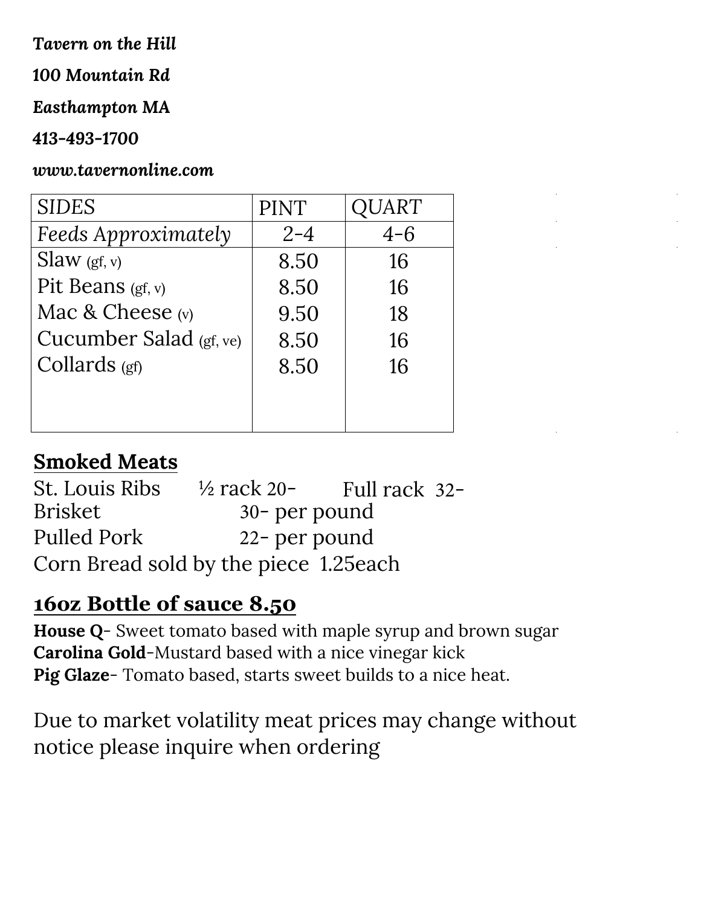***Tavern on the Hill***

***100 Mountain Rd***

***Easthampton MA***

***413-493-1700***

***www.tavernonline.com***

| SIDES | PINT | QUART |
|---|---|---|
| *Feeds Approximately* | 2-4 | 4-6 |
| Slaw (gf, v) | 8.50 | 16 |
| Pit Beans (gf, v) | 8.50 | 16 |
| Mac & Cheese (v) | 9.50 | 18 |
| Cucumber Salad (gf, ve) | 8.50 | 16 |
| Collards (gf) | 8.50 | 16 |

## Smoked Meats

St. Louis Ribs ½ rack 20- Full rack 32-
Brisket 30- per pound
Pulled Pork 22- per pound
Corn Bread sold by the piece 1.25each

## 16oz Bottle of sauce 8.50

**House Q**- Sweet tomato based with maple syrup and brown sugar
**Carolina Gold**-Mustard based with a nice vinegar kick
**Pig Glaze**- Tomato based, starts sweet builds to a nice heat.

Due to market volatility meat prices may change without notice please inquire when ordering